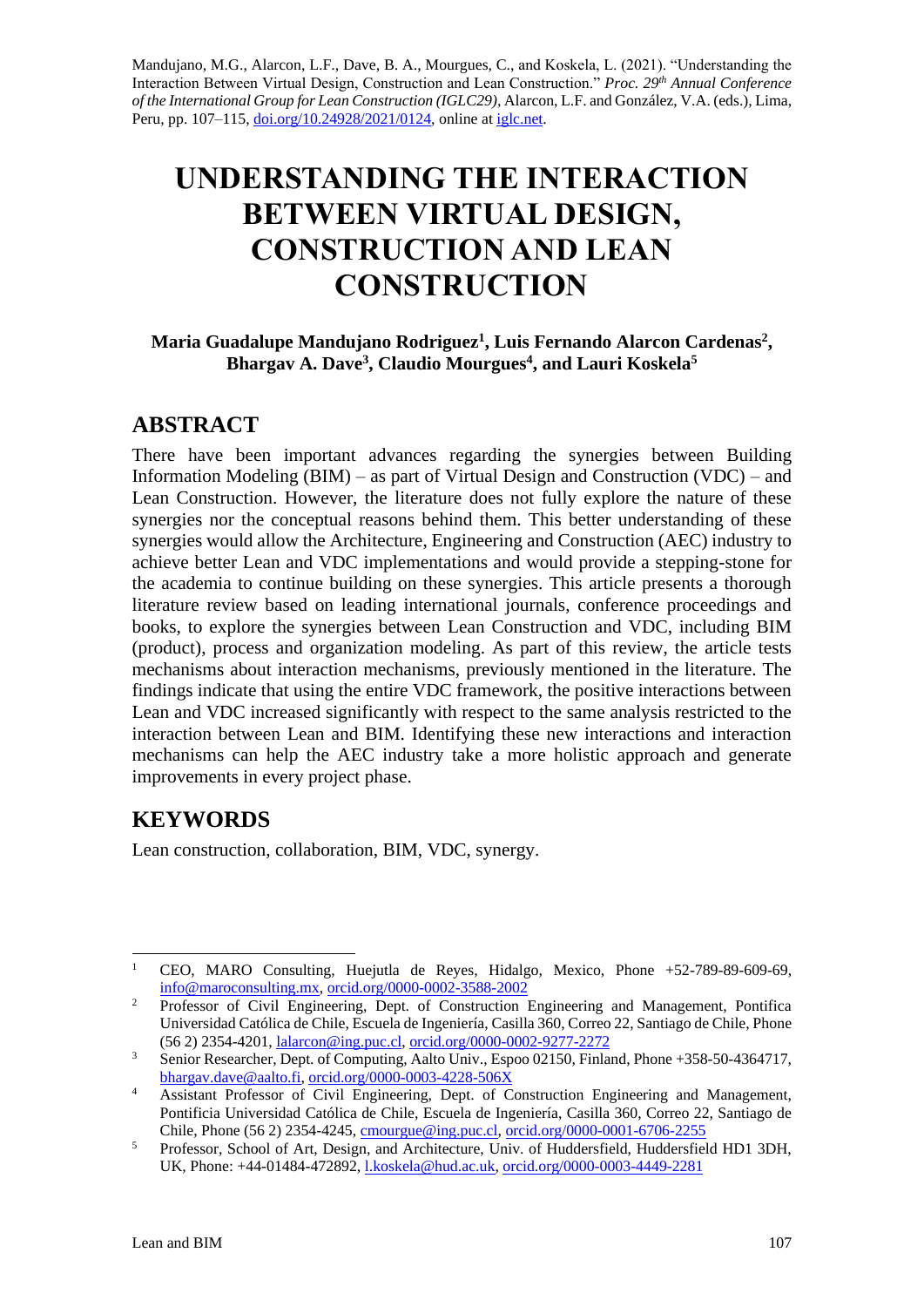Mandujano, M.G., Alarcon, L.F., Dave, B. A., Mourgues, C., and Koskela, L. (2021). "Understanding the Interaction Between Virtual Design, Construction and Lean Construction." *Proc. 29th Annual Conference of the International Group for Lean Construction (IGLC29),* Alarcon, L.F. and González, V.A. (eds.)*,* Lima, Peru, pp. 107–115, doi.org/10.24928/2021/0124, online at iglc.net.

# UNDERSTANDING THE INTERACTION BETWEEN VIRTUAL DESIGN, CONSTRUCTION AND LEAN CONSTRUCTION

**Maria Guadalupe Mandujano Rodriguez[1], Luis Fernando Alarcon Cardenas[2], Bhargav A. Dave[3], Claudio Mourgues[4], and Lauri Koskela[5]**

## ABSTRACT

There have been important advances regarding the synergies between Building Information Modeling (BIM) – as part of Virtual Design and Construction (VDC) – and Lean Construction. However, the literature does not fully explore the nature of these synergies nor the conceptual reasons behind them. This better understanding of these synergies would allow the Architecture, Engineering and Construction (AEC) industry to achieve better Lean and VDC implementations and would provide a stepping-stone for the academia to continue building on these synergies. This article presents a thorough literature review based on leading international journals, conference proceedings and books, to explore the synergies between Lean Construction and VDC, including BIM (product), process and organization modeling. As part of this review, the article tests mechanisms about interaction mechanisms, previously mentioned in the literature. The findings indicate that using the entire VDC framework, the positive interactions between Lean and VDC increased significantly with respect to the same analysis restricted to the interaction between Lean and BIM. Identifying these new interactions and interaction mechanisms can help the AEC industry take a more holistic approach and generate improvements in every project phase.

## KEYWORDS

Lean construction, collaboration, BIM, VDC, synergy.

---

[1] CEO, MARO Consulting, Huejutla de Reyes, Hidalgo, Mexico, Phone +52-789-89-609-69, info@maroconsulting.mx, orcid.org/0000-0002-3588-2002

[2] Professor of Civil Engineering, Dept. of Construction Engineering and Management, Pontifica Universidad Católica de Chile, Escuela de Ingeniería, Casilla 360, Correo 22, Santiago de Chile, Phone (56 2) 2354-4201, lalarcon@ing.puc.cl, orcid.org/0000-0002-9277-2272

[3] Senior Researcher, Dept. of Computing, Aalto Univ., Espoo 02150, Finland, Phone +358-50-4364717, bhargav.dave@aalto.fi, orcid.org/0000-0003-4228-506X

[4] Assistant Professor of Civil Engineering, Dept. of Construction Engineering and Management, Pontificia Universidad Católica de Chile, Escuela de Ingeniería, Casilla 360, Correo 22, Santiago de Chile, Phone (56 2) 2354-4245, cmourgue@ing.puc.cl, orcid.org/0000-0001-6706-2255

[5] Professor, School of Art, Design, and Architecture, Univ. of Huddersfield, Huddersfield HD1 3DH, UK, Phone: +44-01484-472892, l.koskela@hud.ac.uk, orcid.org/0000-0003-4449-2281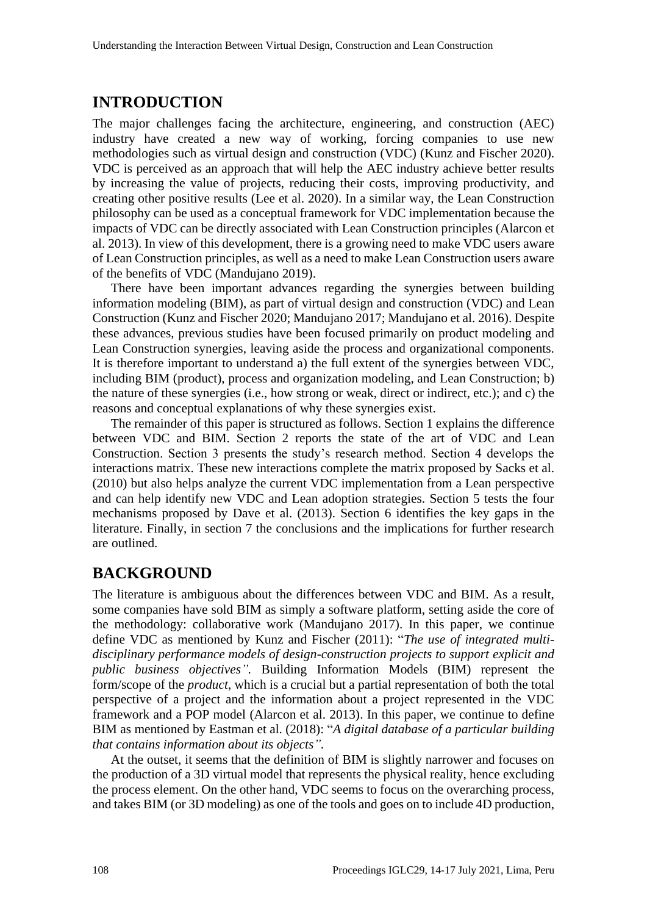## INTRODUCTION

The major challenges facing the architecture, engineering, and construction (AEC) industry have created a new way of working, forcing companies to use new methodologies such as virtual design and construction (VDC) (Kunz and Fischer 2020). VDC is perceived as an approach that will help the AEC industry achieve better results by increasing the value of projects, reducing their costs, improving productivity, and creating other positive results (Lee et al. 2020). In a similar way, the Lean Construction philosophy can be used as a conceptual framework for VDC implementation because the impacts of VDC can be directly associated with Lean Construction principles (Alarcon et al. 2013). In view of this development, there is a growing need to make VDC users aware of Lean Construction principles, as well as a need to make Lean Construction users aware of the benefits of VDC (Mandujano 2019).

There have been important advances regarding the synergies between building information modeling (BIM), as part of virtual design and construction (VDC) and Lean Construction (Kunz and Fischer 2020; Mandujano 2017; Mandujano et al. 2016). Despite these advances, previous studies have been focused primarily on product modeling and Lean Construction synergies, leaving aside the process and organizational components. It is therefore important to understand a) the full extent of the synergies between VDC, including BIM (product), process and organization modeling, and Lean Construction; b) the nature of these synergies (i.e., how strong or weak, direct or indirect, etc.); and c) the reasons and conceptual explanations of why these synergies exist.

The remainder of this paper is structured as follows. Section 1 explains the difference between VDC and BIM. Section 2 reports the state of the art of VDC and Lean Construction. Section 3 presents the study's research method. Section 4 develops the interactions matrix. These new interactions complete the matrix proposed by Sacks et al. (2010) but also helps analyze the current VDC implementation from a Lean perspective and can help identify new VDC and Lean adoption strategies. Section 5 tests the four mechanisms proposed by Dave et al. (2013). Section 6 identifies the key gaps in the literature. Finally, in section 7 the conclusions and the implications for further research are outlined.

## BACKGROUND

The literature is ambiguous about the differences between VDC and BIM. As a result, some companies have sold BIM as simply a software platform, setting aside the core of the methodology: collaborative work (Mandujano 2017). In this paper, we continue define VDC as mentioned by Kunz and Fischer (2011): "*The use of integrated multi-disciplinary performance models of design-construction projects to support explicit and public business objectives"*. Building Information Models (BIM) represent the form/scope of the *product*, which is a crucial but a partial representation of both the total perspective of a project and the information about a project represented in the VDC framework and a POP model (Alarcon et al. 2013). In this paper, we continue to define BIM as mentioned by Eastman et al. (2018): "*A digital database of a particular building that contains information about its objects"*.

At the outset, it seems that the definition of BIM is slightly narrower and focuses on the production of a 3D virtual model that represents the physical reality, hence excluding the process element. On the other hand, VDC seems to focus on the overarching process, and takes BIM (or 3D modeling) as one of the tools and goes on to include 4D production,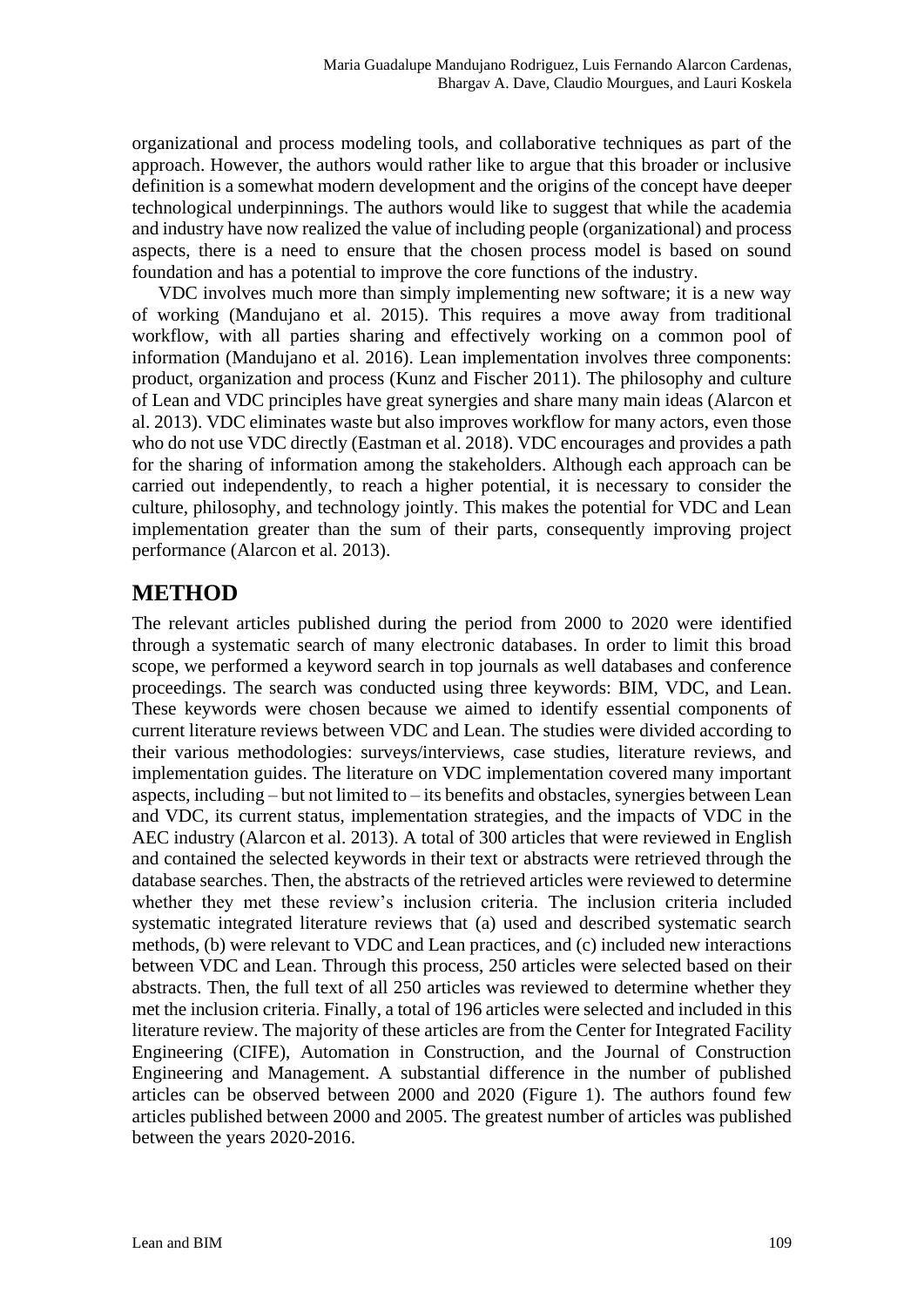organizational and process modeling tools, and collaborative techniques as part of the approach. However, the authors would rather like to argue that this broader or inclusive definition is a somewhat modern development and the origins of the concept have deeper technological underpinnings. The authors would like to suggest that while the academia and industry have now realized the value of including people (organizational) and process aspects, there is a need to ensure that the chosen process model is based on sound foundation and has a potential to improve the core functions of the industry.

VDC involves much more than simply implementing new software; it is a new way of working (Mandujano et al. 2015). This requires a move away from traditional workflow, with all parties sharing and effectively working on a common pool of information (Mandujano et al. 2016). Lean implementation involves three components: product, organization and process (Kunz and Fischer 2011). The philosophy and culture of Lean and VDC principles have great synergies and share many main ideas (Alarcon et al. 2013). VDC eliminates waste but also improves workflow for many actors, even those who do not use VDC directly (Eastman et al. 2018). VDC encourages and provides a path for the sharing of information among the stakeholders. Although each approach can be carried out independently, to reach a higher potential, it is necessary to consider the culture, philosophy, and technology jointly. This makes the potential for VDC and Lean implementation greater than the sum of their parts, consequently improving project performance (Alarcon et al. 2013).

## METHOD

The relevant articles published during the period from 2000 to 2020 were identified through a systematic search of many electronic databases. In order to limit this broad scope, we performed a keyword search in top journals as well databases and conference proceedings. The search was conducted using three keywords: BIM, VDC, and Lean. These keywords were chosen because we aimed to identify essential components of current literature reviews between VDC and Lean. The studies were divided according to their various methodologies: surveys/interviews, case studies, literature reviews, and implementation guides. The literature on VDC implementation covered many important aspects, including – but not limited to – its benefits and obstacles, synergies between Lean and VDC, its current status, implementation strategies, and the impacts of VDC in the AEC industry (Alarcon et al. 2013). A total of 300 articles that were reviewed in English and contained the selected keywords in their text or abstracts were retrieved through the database searches. Then, the abstracts of the retrieved articles were reviewed to determine whether they met these review's inclusion criteria. The inclusion criteria included systematic integrated literature reviews that (a) used and described systematic search methods, (b) were relevant to VDC and Lean practices, and (c) included new interactions between VDC and Lean. Through this process, 250 articles were selected based on their abstracts. Then, the full text of all 250 articles was reviewed to determine whether they met the inclusion criteria. Finally, a total of 196 articles were selected and included in this literature review. The majority of these articles are from the Center for Integrated Facility Engineering (CIFE), Automation in Construction, and the Journal of Construction Engineering and Management. A substantial difference in the number of published articles can be observed between 2000 and 2020 (Figure 1). The authors found few articles published between 2000 and 2005. The greatest number of articles was published between the years 2020-2016.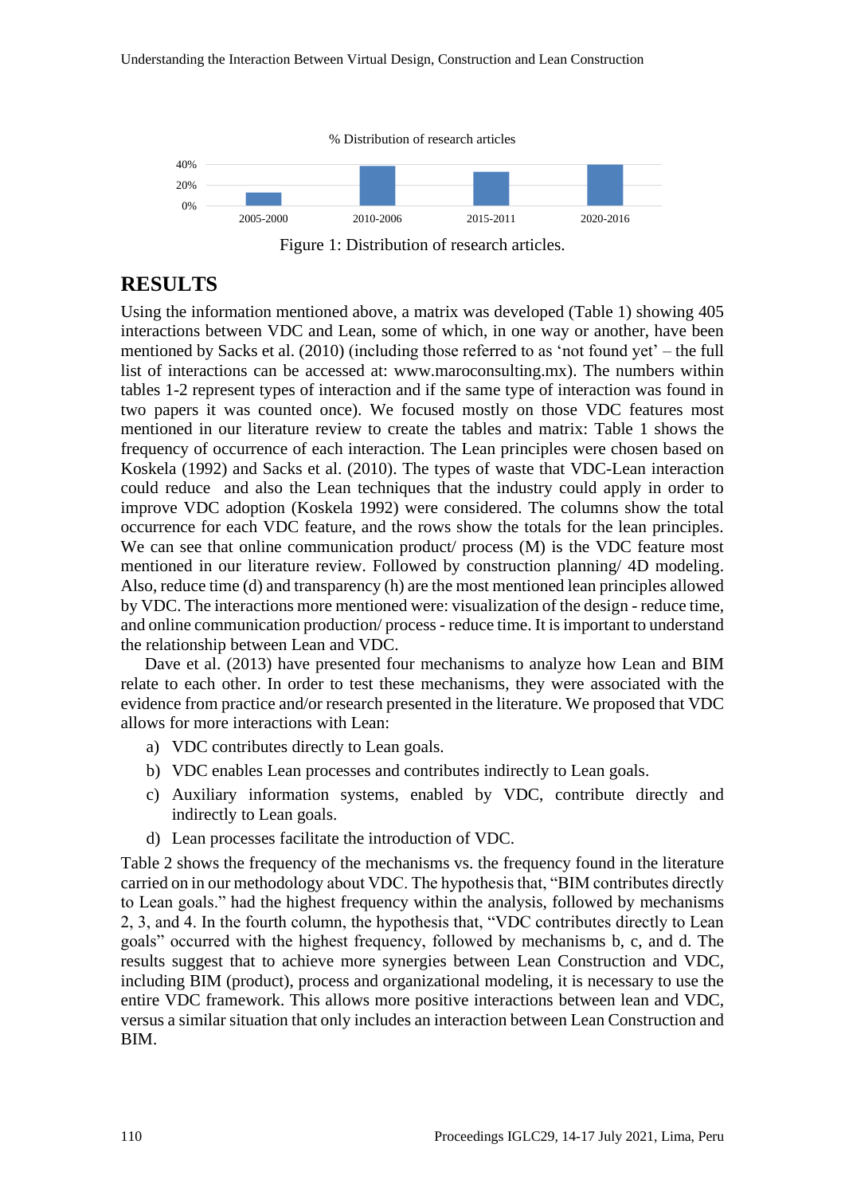% Distribution of research articles

| | 2005-2000 | 2010-2006 | 2015-2011 | 2020-2016 |
|---|---|---|---|---|

Figure 1: Distribution of research articles.

## RESULTS

Using the information mentioned above, a matrix was developed (Table 1) showing 405 interactions between VDC and Lean, some of which, in one way or another, have been mentioned by Sacks et al. (2010) (including those referred to as 'not found yet' – the full list of interactions can be accessed at: www.maroconsulting.mx). The numbers within tables 1-2 represent types of interaction and if the same type of interaction was found in two papers it was counted once). We focused mostly on those VDC features most mentioned in our literature review to create the tables and matrix: Table 1 shows the frequency of occurrence of each interaction. The Lean principles were chosen based on Koskela (1992) and Sacks et al. (2010). The types of waste that VDC-Lean interaction could reduce and also the Lean techniques that the industry could apply in order to improve VDC adoption (Koskela 1992) were considered. The columns show the total occurrence for each VDC feature, and the rows show the totals for the lean principles. We can see that online communication product/ process (M) is the VDC feature most mentioned in our literature review. Followed by construction planning/ 4D modeling. Also, reduce time (d) and transparency (h) are the most mentioned lean principles allowed by VDC. The interactions more mentioned were: visualization of the design - reduce time, and online communication production/ process - reduce time. It is important to understand the relationship between Lean and VDC.

Dave et al. (2013) have presented four mechanisms to analyze how Lean and BIM relate to each other. In order to test these mechanisms, they were associated with the evidence from practice and/or research presented in the literature. We proposed that VDC allows for more interactions with Lean:

a) VDC contributes directly to Lean goals.
b) VDC enables Lean processes and contributes indirectly to Lean goals.
c) Auxiliary information systems, enabled by VDC, contribute directly and indirectly to Lean goals.
d) Lean processes facilitate the introduction of VDC.

Table 2 shows the frequency of the mechanisms vs. the frequency found in the literature carried on in our methodology about VDC. The hypothesis that, "BIM contributes directly to Lean goals." had the highest frequency within the analysis, followed by mechanisms 2, 3, and 4. In the fourth column, the hypothesis that, "VDC contributes directly to Lean goals" occurred with the highest frequency, followed by mechanisms b, c, and d. The results suggest that to achieve more synergies between Lean Construction and VDC, including BIM (product), process and organizational modeling, it is necessary to use the entire VDC framework. This allows more positive interactions between lean and VDC, versus a similar situation that only includes an interaction between Lean Construction and BIM.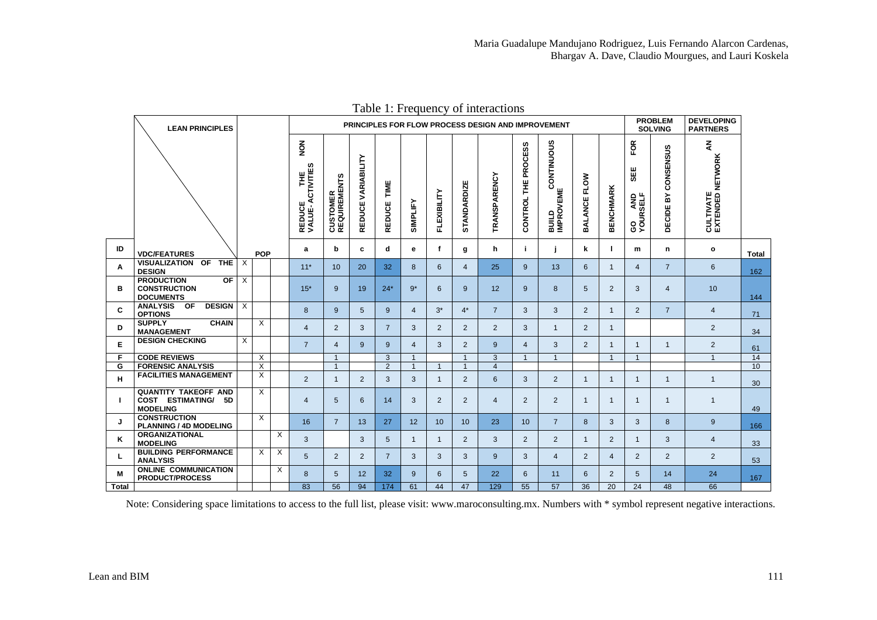Table 1: Frequency of interactions

| | LEAN PRINCIPLES | | | | PRINCIPLES FOR FLOW PROCESS DESIGN AND IMPROVEMENT | | | | | | | | | | | | PROBLEM SOLVING | | DEVELOPING PARTNERS | |
|---|---|---|---|---|---|---|---|---|---|---|---|---|---|---|---|---|---|---|---|---|
| | | | | | REDUCE THE NON VALUE- ACTIVITIES | CUSTOMER REQUIREMENTS | REDUCE VARIABILITY | REDUCE TIME | SIMPLIFY | FLEXIBILITY | STANDARDIZE | TRANSPARENCY | CONTROL THE PROCESS | BUILD CONTINUOUS IMPROVEME | BALANCE FLOW | BENCHMARK | GO AND SEE FOR YOURSELF | DECIDE BY CONSENSUS | CULTIVATE AN EXTENDED NETWORK | |
| ID | VDC/FEATURES | POP | | | a | b | c | d | e | f | g | h | i | j | k | l | m | n | o | Total |
| A | VISUALIZATION OF THE DESIGN | X | | | 11* | 10 | 20 | 32 | 8 | 6 | 4 | 25 | 9 | 13 | 6 | 1 | 4 | 7 | 6 | 162 |
| B | PRODUCTION OF CONSTRUCTION DOCUMENTS | X | | | 15* | 9 | 19 | 24* | 9* | 6 | 9 | 12 | 9 | 8 | 5 | 2 | 3 | 4 | 10 | 144 |
| C | ANALYSIS OF DESIGN OPTIONS | X | | | 8 | 9 | 5 | 9 | 4 | 3* | 4* | 7 | 3 | 3 | 2 | 1 | 2 | 7 | 4 | 71 |
| D | SUPPLY CHAIN MANAGEMENT | | X | | 4 | 2 | 3 | 7 | 3 | 2 | 2 | 2 | 3 | 1 | 2 | 1 | | | 2 | 34 |
| E | DESIGN CHECKING | X | | | 7 | 4 | 9 | 9 | 4 | 3 | 2 | 9 | 4 | 3 | 2 | 1 | 1 | 1 | 2 | 61 |
| F | CODE REVIEWS | | X | | | 1 | | 3 | 1 | | 1 | 3 | 1 | 1 | | 1 | 1 | | 1 | 14 |
| G | FORENSIC ANALYSIS | | X | | | 1 | | 2 | 1 | 1 | 1 | 4 | | | | | | | | 10 |
| H | FACILITIES MANAGEMENT | | X | | 2 | 1 | 2 | 3 | 3 | 1 | 2 | 6 | 3 | 2 | 1 | 1 | 1 | 1 | 1 | 30 |
| I | QUANTITY TAKEOFF AND COST ESTIMATING/ 5D MODELING | | X | | 4 | 5 | 6 | 14 | 3 | 2 | 2 | 4 | 2 | 2 | 1 | 1 | 1 | 1 | 1 | 49 |
| J | CONSTRUCTION PLANNING / 4D MODELING | | X | | 16 | 7 | 13 | 27 | 12 | 10 | 10 | 23 | 10 | 7 | 8 | 3 | 3 | 8 | 9 | 166 |
| K | ORGANIZATIONAL MODELING | | | X | 3 | | 3 | 5 | 1 | 1 | 2 | 3 | 2 | 2 | 1 | 2 | 1 | 3 | 4 | 33 |
| L | BUILDING PERFORMANCE ANALYSIS | | X | X | 5 | 2 | 2 | 7 | 3 | 3 | 3 | 9 | 3 | 4 | 2 | 4 | 2 | 2 | 2 | 53 |
| M | ONLINE COMMUNICATION PRODUCT/PROCESS | | | X | 8 | 5 | 12 | 32 | 9 | 6 | 5 | 22 | 6 | 11 | 6 | 2 | 5 | 14 | 24 | 167 |
| Total | | | | | 83 | 56 | 94 | 174 | 61 | 44 | 47 | 129 | 55 | 57 | 36 | 20 | 24 | 48 | 66 | |

Note: Considering space limitations to access to the full list, please visit: www.maroconsulting.mx. Numbers with * symbol represent negative interactions.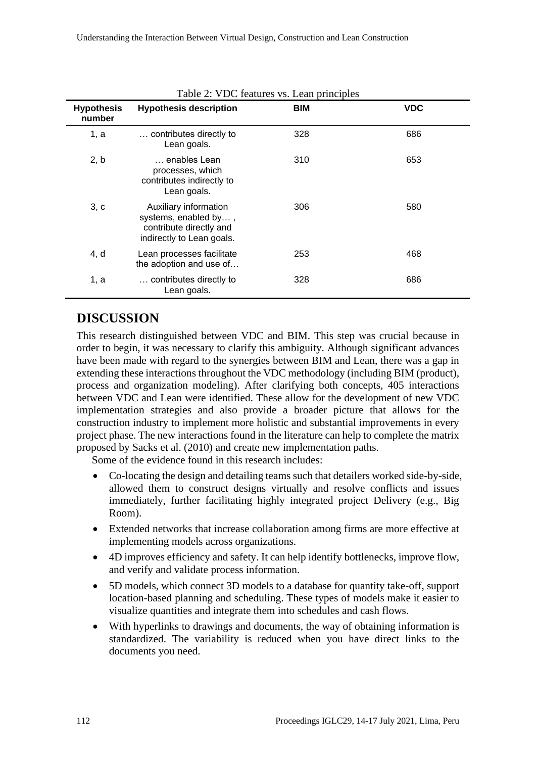Table 2: VDC features vs. Lean principles

| Hypothesis number | Hypothesis description | BIM | VDC |
|---|---|---|---|
| 1, a | … contributes directly to Lean goals. | 328 | 686 |
| 2, b | … enables Lean processes, which contributes indirectly to Lean goals. | 310 | 653 |
| 3, c | Auxiliary information systems, enabled by… , contribute directly and indirectly to Lean goals. | 306 | 580 |
| 4, d | Lean processes facilitate the adoption and use of… | 253 | 468 |
| 1, a | … contributes directly to Lean goals. | 328 | 686 |

# DISCUSSION

This research distinguished between VDC and BIM. This step was crucial because in order to begin, it was necessary to clarify this ambiguity. Although significant advances have been made with regard to the synergies between BIM and Lean, there was a gap in extending these interactions throughout the VDC methodology (including BIM (product), process and organization modeling). After clarifying both concepts, 405 interactions between VDC and Lean were identified. These allow for the development of new VDC implementation strategies and also provide a broader picture that allows for the construction industry to implement more holistic and substantial improvements in every project phase. The new interactions found in the literature can help to complete the matrix proposed by Sacks et al. (2010) and create new implementation paths.

Some of the evidence found in this research includes:

- Co-locating the design and detailing teams such that detailers worked side-by-side, allowed them to construct designs virtually and resolve conflicts and issues immediately, further facilitating highly integrated project Delivery (e.g., Big Room).
- Extended networks that increase collaboration among firms are more effective at implementing models across organizations.
- 4D improves efficiency and safety. It can help identify bottlenecks, improve flow, and verify and validate process information.
- 5D models, which connect 3D models to a database for quantity take-off, support location-based planning and scheduling. These types of models make it easier to visualize quantities and integrate them into schedules and cash flows.
- With hyperlinks to drawings and documents, the way of obtaining information is standardized. The variability is reduced when you have direct links to the documents you need.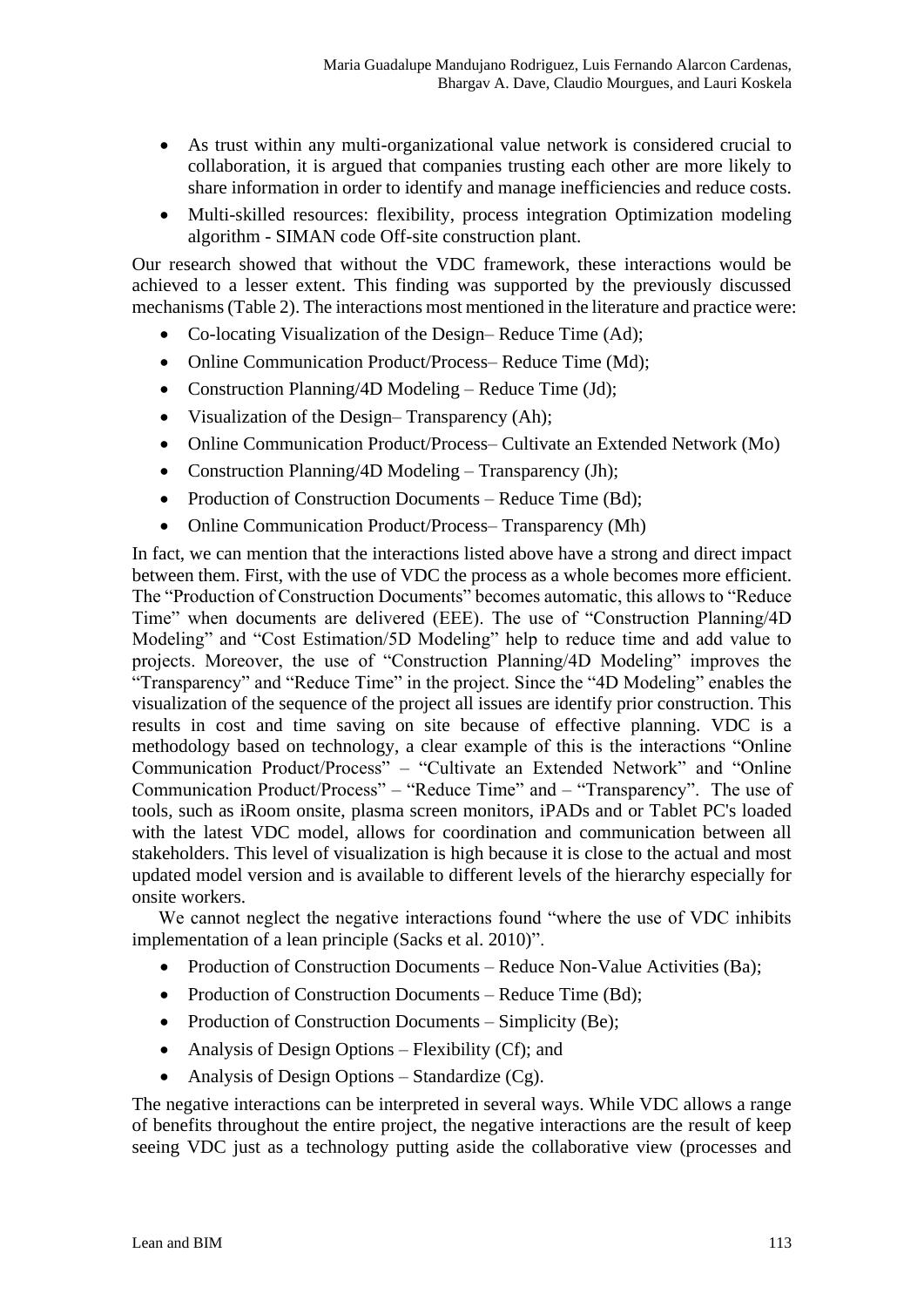- As trust within any multi-organizational value network is considered crucial to collaboration, it is argued that companies trusting each other are more likely to share information in order to identify and manage inefficiencies and reduce costs.
- Multi-skilled resources: flexibility, process integration Optimization modeling algorithm - SIMAN code Off-site construction plant.

Our research showed that without the VDC framework, these interactions would be achieved to a lesser extent. This finding was supported by the previously discussed mechanisms (Table 2). The interactions most mentioned in the literature and practice were:

- Co-locating Visualization of the Design– Reduce Time (Ad);
- Online Communication Product/Process– Reduce Time (Md);
- Construction Planning/4D Modeling – Reduce Time (Jd);
- Visualization of the Design– Transparency (Ah);
- Online Communication Product/Process– Cultivate an Extended Network (Mo)
- Construction Planning/4D Modeling – Transparency (Jh);
- Production of Construction Documents – Reduce Time (Bd);
- Online Communication Product/Process– Transparency (Mh)

In fact, we can mention that the interactions listed above have a strong and direct impact between them. First, with the use of VDC the process as a whole becomes more efficient. The "Production of Construction Documents" becomes automatic, this allows to "Reduce Time" when documents are delivered (EEE). The use of "Construction Planning/4D Modeling" and "Cost Estimation/5D Modeling" help to reduce time and add value to projects. Moreover, the use of "Construction Planning/4D Modeling" improves the "Transparency" and "Reduce Time" in the project. Since the "4D Modeling" enables the visualization of the sequence of the project all issues are identify prior construction. This results in cost and time saving on site because of effective planning. VDC is a methodology based on technology, a clear example of this is the interactions "Online Communication Product/Process" – "Cultivate an Extended Network" and "Online Communication Product/Process" – "Reduce Time" and – "Transparency". The use of tools, such as iRoom onsite, plasma screen monitors, iPADs and or Tablet PC's loaded with the latest VDC model, allows for coordination and communication between all stakeholders. This level of visualization is high because it is close to the actual and most updated model version and is available to different levels of the hierarchy especially for onsite workers.

We cannot neglect the negative interactions found "where the use of VDC inhibits implementation of a lean principle (Sacks et al. 2010)".

- Production of Construction Documents – Reduce Non-Value Activities (Ba);
- Production of Construction Documents – Reduce Time (Bd);
- Production of Construction Documents – Simplicity (Be);
- Analysis of Design Options – Flexibility (Cf); and
- Analysis of Design Options – Standardize (Cg).

The negative interactions can be interpreted in several ways. While VDC allows a range of benefits throughout the entire project, the negative interactions are the result of keep seeing VDC just as a technology putting aside the collaborative view (processes and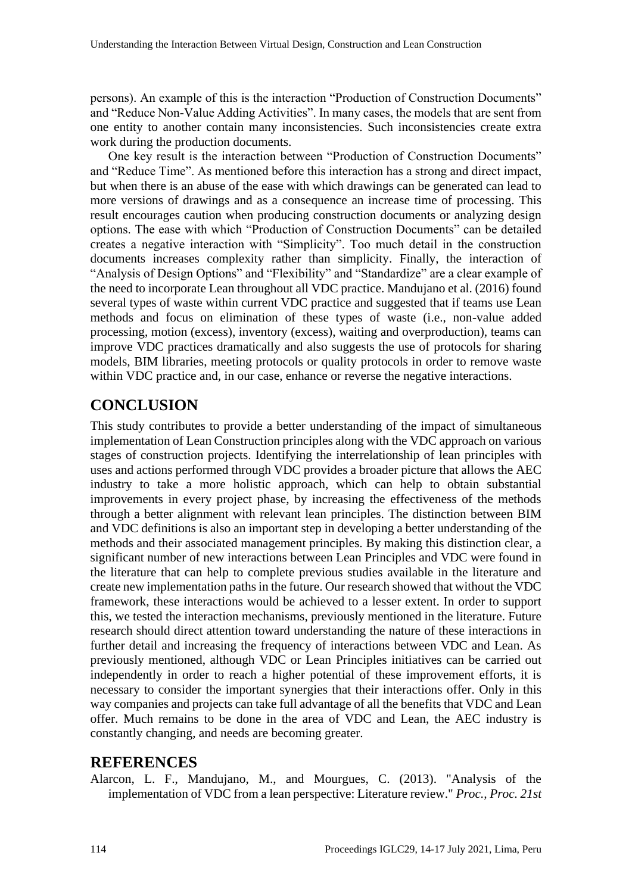persons). An example of this is the interaction "Production of Construction Documents" and "Reduce Non-Value Adding Activities". In many cases, the models that are sent from one entity to another contain many inconsistencies. Such inconsistencies create extra work during the production documents.

One key result is the interaction between "Production of Construction Documents" and "Reduce Time". As mentioned before this interaction has a strong and direct impact, but when there is an abuse of the ease with which drawings can be generated can lead to more versions of drawings and as a consequence an increase time of processing. This result encourages caution when producing construction documents or analyzing design options. The ease with which "Production of Construction Documents" can be detailed creates a negative interaction with "Simplicity". Too much detail in the construction documents increases complexity rather than simplicity. Finally, the interaction of "Analysis of Design Options" and "Flexibility" and "Standardize" are a clear example of the need to incorporate Lean throughout all VDC practice. Mandujano et al. (2016) found several types of waste within current VDC practice and suggested that if teams use Lean methods and focus on elimination of these types of waste (i.e., non-value added processing, motion (excess), inventory (excess), waiting and overproduction), teams can improve VDC practices dramatically and also suggests the use of protocols for sharing models, BIM libraries, meeting protocols or quality protocols in order to remove waste within VDC practice and, in our case, enhance or reverse the negative interactions.

## CONCLUSION

This study contributes to provide a better understanding of the impact of simultaneous implementation of Lean Construction principles along with the VDC approach on various stages of construction projects. Identifying the interrelationship of lean principles with uses and actions performed through VDC provides a broader picture that allows the AEC industry to take a more holistic approach, which can help to obtain substantial improvements in every project phase, by increasing the effectiveness of the methods through a better alignment with relevant lean principles. The distinction between BIM and VDC definitions is also an important step in developing a better understanding of the methods and their associated management principles. By making this distinction clear, a significant number of new interactions between Lean Principles and VDC were found in the literature that can help to complete previous studies available in the literature and create new implementation paths in the future. Our research showed that without the VDC framework, these interactions would be achieved to a lesser extent. In order to support this, we tested the interaction mechanisms, previously mentioned in the literature. Future research should direct attention toward understanding the nature of these interactions in further detail and increasing the frequency of interactions between VDC and Lean. As previously mentioned, although VDC or Lean Principles initiatives can be carried out independently in order to reach a higher potential of these improvement efforts, it is necessary to consider the important synergies that their interactions offer. Only in this way companies and projects can take full advantage of all the benefits that VDC and Lean offer. Much remains to be done in the area of VDC and Lean, the AEC industry is constantly changing, and needs are becoming greater.

## REFERENCES

Alarcon, L. F., Mandujano, M., and Mourgues, C. (2013). "Analysis of the implementation of VDC from a lean perspective: Literature review." *Proc., Proc. 21st*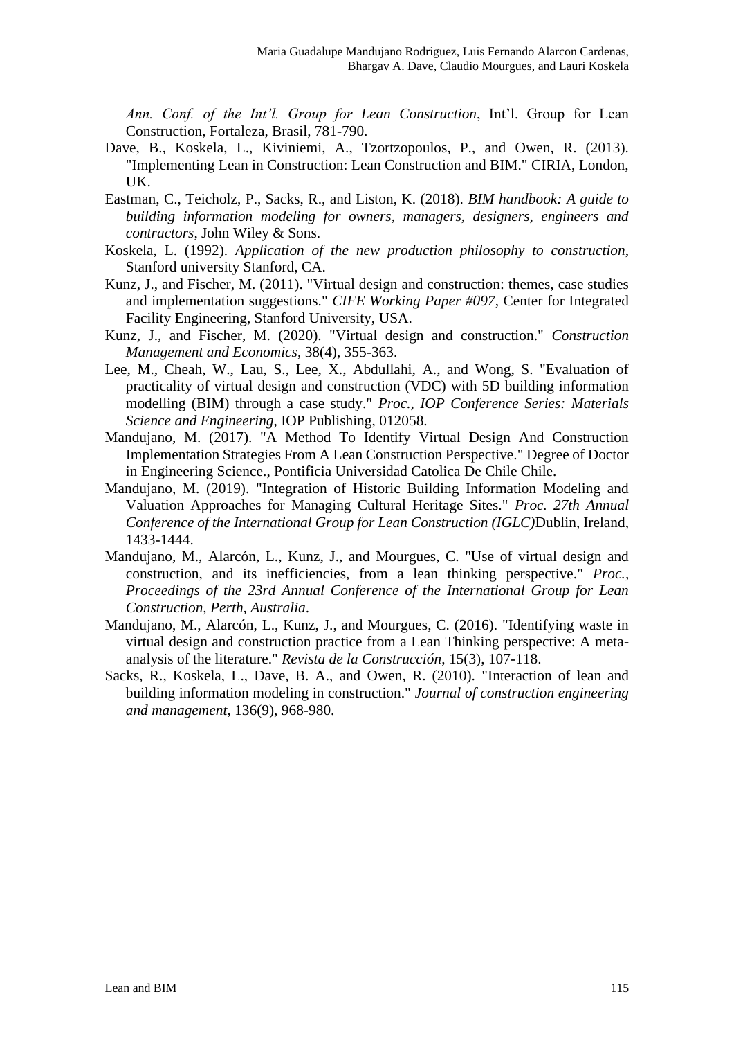*Ann. Conf. of the Int'l. Group for Lean Construction*, Int'l. Group for Lean Construction, Fortaleza, Brasil, 781-790.

Dave, B., Koskela, L., Kiviniemi, A., Tzortzopoulos, P., and Owen, R. (2013). "Implementing Lean in Construction: Lean Construction and BIM." CIRIA, London, UK.

Eastman, C., Teicholz, P., Sacks, R., and Liston, K. (2018). *BIM handbook: A guide to building information modeling for owners, managers, designers, engineers and contractors*, John Wiley & Sons.

Koskela, L. (1992). *Application of the new production philosophy to construction*, Stanford university Stanford, CA.

Kunz, J., and Fischer, M. (2011). "Virtual design and construction: themes, case studies and implementation suggestions." *CIFE Working Paper #097*, Center for Integrated Facility Engineering, Stanford University, USA.

Kunz, J., and Fischer, M. (2020). "Virtual design and construction." *Construction Management and Economics*, 38(4), 355-363.

Lee, M., Cheah, W., Lau, S., Lee, X., Abdullahi, A., and Wong, S. "Evaluation of practicality of virtual design and construction (VDC) with 5D building information modelling (BIM) through a case study." *Proc., IOP Conference Series: Materials Science and Engineering*, IOP Publishing, 012058.

Mandujano, M. (2017). "A Method To Identify Virtual Design And Construction Implementation Strategies From A Lean Construction Perspective." Degree of Doctor in Engineering Science., Pontificia Universidad Catolica De Chile Chile.

Mandujano, M. (2019). "Integration of Historic Building Information Modeling and Valuation Approaches for Managing Cultural Heritage Sites." *Proc. 27th Annual Conference of the International Group for Lean Construction (IGLC)*Dublin, Ireland, 1433-1444.

Mandujano, M., Alarcón, L., Kunz, J., and Mourgues, C. "Use of virtual design and construction, and its inefficiencies, from a lean thinking perspective." *Proc., Proceedings of the 23rd Annual Conference of the International Group for Lean Construction, Perth, Australia*.

Mandujano, M., Alarcón, L., Kunz, J., and Mourgues, C. (2016). "Identifying waste in virtual design and construction practice from a Lean Thinking perspective: A meta-analysis of the literature." *Revista de la Construcción*, 15(3), 107-118.

Sacks, R., Koskela, L., Dave, B. A., and Owen, R. (2010). "Interaction of lean and building information modeling in construction." *Journal of construction engineering and management*, 136(9), 968-980.